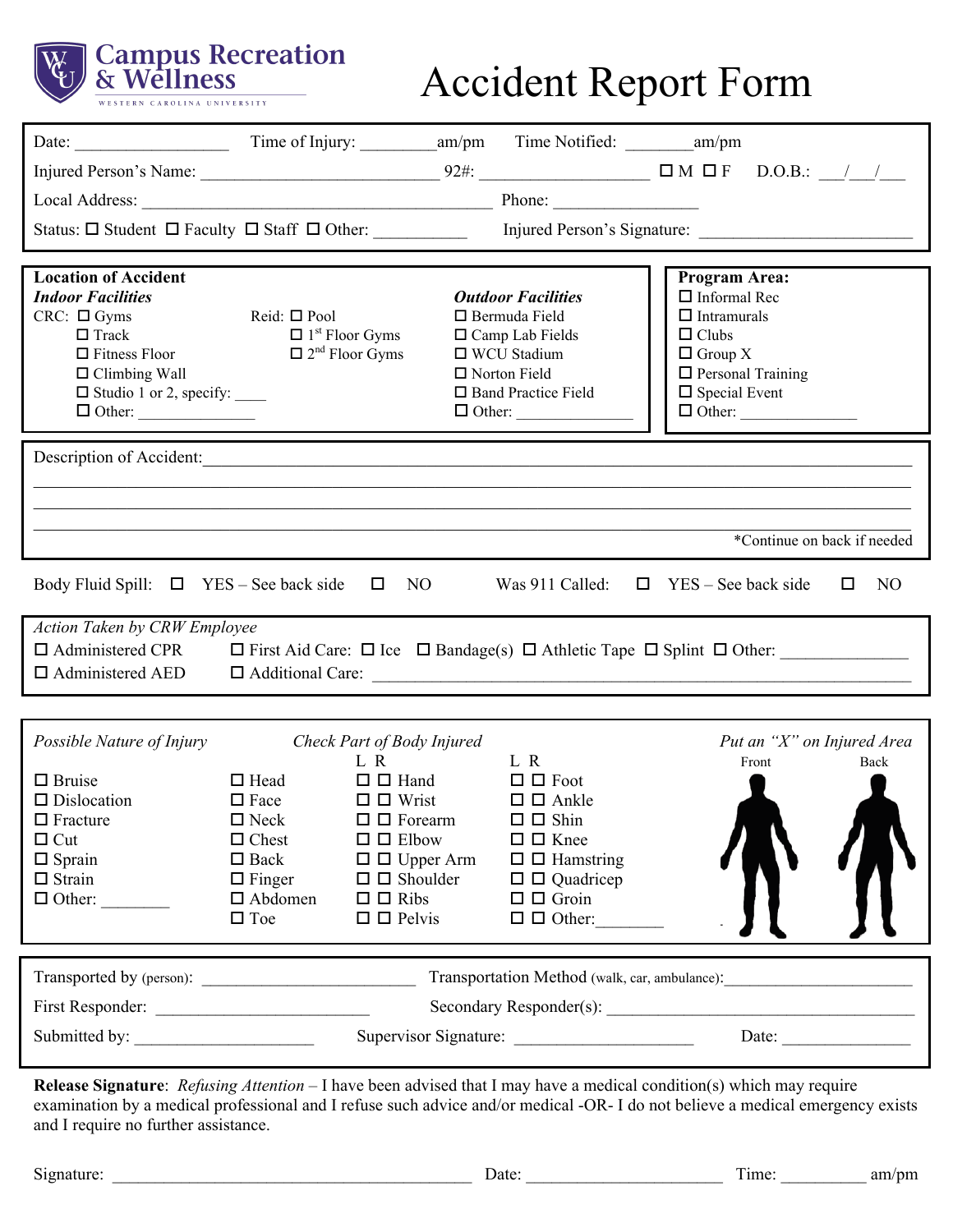Campus Recreation & Wellness
WESTERN CAROLINA UNIVERSITY

# Accident Report Form

Date: ________________ Time of Injury: ________am/pm Time Notified: _______am/pm

Injured Person's Name: __________________________ 92#: ___________________ ☐ M ☐ F D.O.B.: ___/___/___

Local Address: ________________________________________ Phone: ________________

Status: ☐ Student ☐ Faculty ☐ Staff ☐ Other: __________ Injured Person's Signature: ________________________

**Location of Accident**

***Indoor Facilities***

CRC: ☐ Gyms
☐ Track
☐ Fitness Floor
☐ Climbing Wall
☐ Studio 1 or 2, specify: ____
☐ Other: _____________

Reid: ☐ Pool
☐ 1st Floor Gyms
☐ 2nd Floor Gyms

***Outdoor Facilities***

☐ Bermuda Field
☐ Camp Lab Fields
☐ WCU Stadium
☐ Norton Field
☐ Band Practice Field
☐ Other: _____________

**Program Area:**

☐ Informal Rec
☐ Intramurals
☐ Clubs
☐ Group X
☐ Personal Training
☐ Special Event
☐ Other: _____________

Description of Accident:_______________________________________________________________________________

___________________________________________________________________________________________________

___________________________________________________________________________________________________

___________________________________________________________________________________________________

*Continue on back if needed

Body Fluid Spill: ☐ YES – See back side ☐ NO Was 911 Called: ☐ YES – See back side ☐ NO

*Action Taken by CRW Employee*

☐ Administered CPR ☐ First Aid Care: ☐ Ice ☐ Bandage(s) ☐ Athletic Tape ☐ Splint ☐ Other: ______________

☐ Administered AED ☐ Additional Care: ________________________________________________________________

*Possible Nature of Injury*

☐ Bruise
☐ Dislocation
☐ Fracture
☐ Cut
☐ Sprain
☐ Strain
☐ Other: ________

*Check Part of Body Injured*

☐ Head
☐ Face
☐ Neck
☐ Chest
☐ Back
☐ Finger
☐ Abdomen
☐ Toe

L R
☐ ☐ Hand
☐ ☐ Wrist
☐ ☐ Forearm
☐ ☐ Elbow
☐ ☐ Upper Arm
☐ ☐ Shoulder
☐ ☐ Ribs
☐ ☐ Pelvis

L R
☐ ☐ Foot
☐ ☐ Ankle
☐ ☐ Shin
☐ ☐ Knee
☐ ☐ Hamstring
☐ ☐ Quadricep
☐ ☐ Groin
☐ ☐ Other:_______

*Put an "X" on Injured Area*

Front Back

Transported by (person): ________________________ Transportation Method (walk, car, ambulance):_____________________

First Responder: ________________________ Secondary Responder(s): ___________________________________

Submitted by: ____________________ Supervisor Signature: ____________________ Date: ______________

**Release Signature**: *Refusing Attention* – I have been advised that I may have a medical condition(s) which may require examination by a medical professional and I refuse such advice and/or medical -OR- I do not believe a medical emergency exists and I require no further assistance.

Signature: _________________________________________ Date: ______________________ Time: _________ am/pm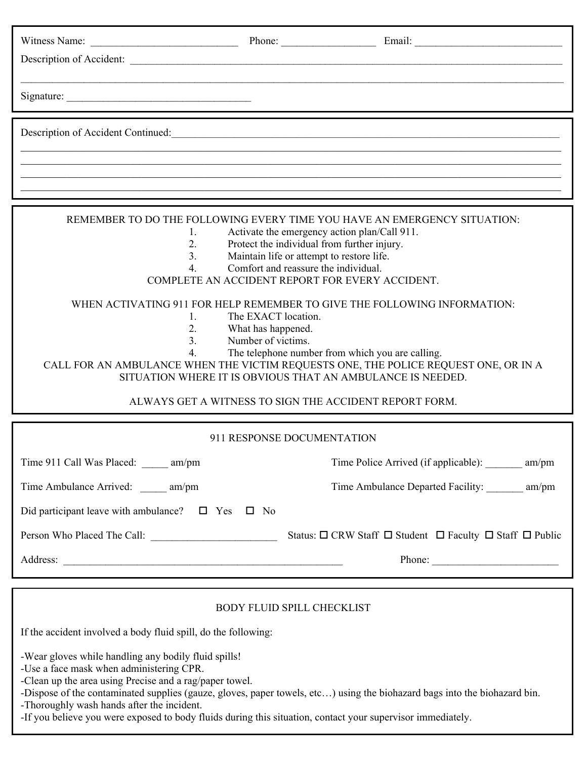Witness Name: ____________________________ Phone: __________________ Email: ____________________________

Description of Accident: ________________________________________________________________________________

________________________________________________________________________________________________________

Signature: ___________________________________

Description of Accident Continued:________________________________________________________________________

________________________________________________________________________________________________________

________________________________________________________________________________________________________

________________________________________________________________________________________________________

________________________________________________________________________________________________________

REMEMBER TO DO THE FOLLOWING EVERY TIME YOU HAVE AN EMERGENCY SITUATION:

1. Activate the emergency action plan/Call 911.
2. Protect the individual from further injury.
3. Maintain life or attempt to restore life.
4. Comfort and reassure the individual.

COMPLETE AN ACCIDENT REPORT FOR EVERY ACCIDENT.

WHEN ACTIVATING 911 FOR HELP REMEMBER TO GIVE THE FOLLOWING INFORMATION:

1. The EXACT location.
2. What has happened.
3. Number of victims.
4. The telephone number from which you are calling.

CALL FOR AN AMBULANCE WHEN THE VICTIM REQUESTS ONE, THE POLICE REQUEST ONE, OR IN A SITUATION WHERE IT IS OBVIOUS THAT AN AMBULANCE IS NEEDED.

ALWAYS GET A WITNESS TO SIGN THE ACCIDENT REPORT FORM.

## 911 RESPONSE DOCUMENTATION

Time 911 Call Was Placed: _____ am/pm Time Police Arrived (if applicable): _______ am/pm

Time Ambulance Arrived: _____ am/pm Time Ambulance Departed Facility: _______ am/pm

Did participant leave with ambulance? ☐ Yes ☐ No

Person Who Placed The Call: ________________________ Status: ☐ CRW Staff ☐ Student ☐ Faculty ☐ Staff ☐ Public

Address: ________________________________________________________ Phone: ________________________

## BODY FLUID SPILL CHECKLIST

If the accident involved a body fluid spill, do the following:

-Wear gloves while handling any bodily fluid spills!
-Use a face mask when administering CPR.
-Clean up the area using Precise and a rag/paper towel.
-Dispose of the contaminated supplies (gauze, gloves, paper towels, etc…) using the biohazard bags into the biohazard bin.
-Thoroughly wash hands after the incident.
-If you believe you were exposed to body fluids during this situation, contact your supervisor immediately.